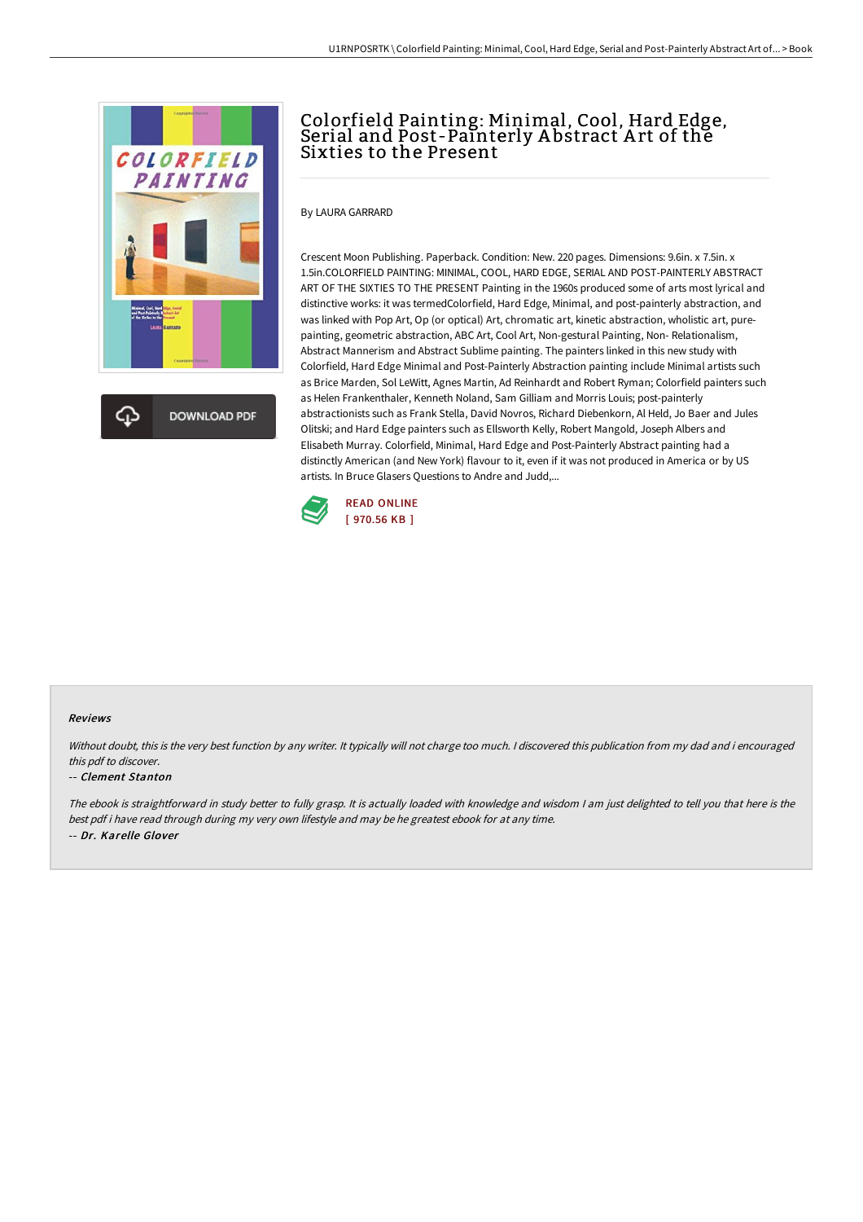# Colorfield Painting: Minimal, Cool, Hard Edge, Serial and Post-Painterly Abstract Art of the Sixties to the Present

By LAURA GARRARD

Crescent Moon Publishing. Paperback. Condition: New. 220 pages. Dimensions: 9.6in. x 7.5in. x 1.5in.COLORFIELD PAINTING: MINIMAL, COOL, HARD EDGE, SERIAL AND POST-PAINTERLY ABSTRACT ART OF THE SIXTIES TO THE PRESENT Painting in the 1960s produced some of arts most lyrical and distinctive works: it was termedColorfield, Hard Edge, Minimal, and post-painterly abstraction, and was linked with Pop Art, Op (or optical) Art, chromatic art, kinetic abstraction, wholistic art, pure-painting, geometric abstraction, ABC Art, Cool Art, Non-gestural Painting, Non- Relationalism, Abstract Mannerism and Abstract Sublime painting. The painters linked in this new study with Colorfield, Hard Edge Minimal and Post-Painterly Abstraction painting include Minimal artists such as Brice Marden, Sol LeWitt, Agnes Martin, Ad Reinhardt and Robert Ryman; Colorfield painters such as Helen Frankenthaler, Kenneth Noland, Sam Gilliam and Morris Louis; post-painterly abstractionists such as Frank Stella, David Novros, Richard Diebenkorn, Al Held, Jo Baer and Jules Olitski; and Hard Edge painters such as Ellsworth Kelly, Robert Mangold, Joseph Albers and Elisabeth Murray. Colorfield, Minimal, Hard Edge and Post-Painterly Abstract painting had a distinctly American (and New York) flavour to it, even if it was not produced in America or by US artists. In Bruce Glasers Questions to Andre and Judd,...

READ ONLINE
[ 970.56 KB ]

DOWNLOAD PDF

### Reviews

*Without doubt, this is the very best function by any writer. It typically will not charge too much. I discovered this publication from my dad and i encouraged this pdf to discover.*

-- *Clement Stanton*

*The ebook is straightforward in study better to fully grasp. It is actually loaded with knowledge and wisdom I am just delighted to tell you that here is the best pdf i have read through during my very own lifestyle and may be he greatest ebook for at any time.*

-- *Dr. Karelle Glover*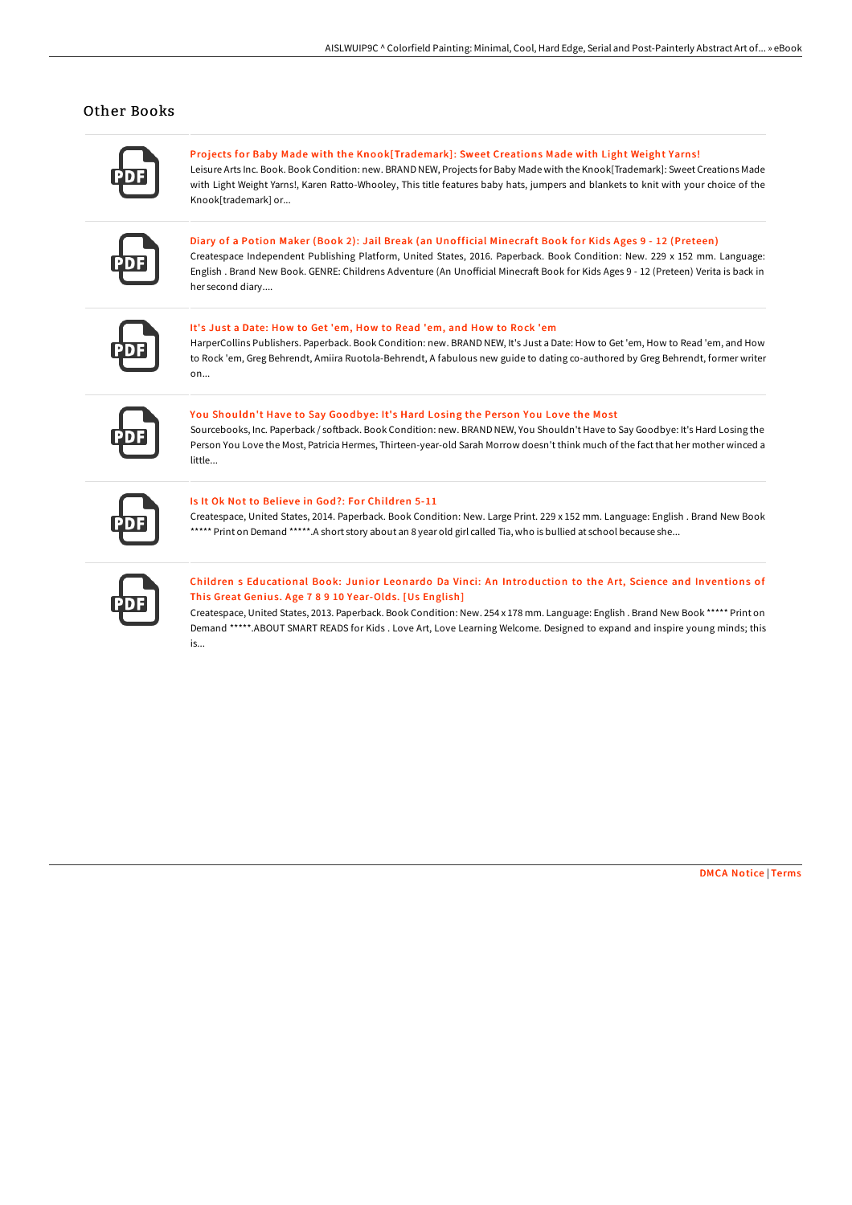## Other Books

**Projects for Baby Made with the Knook[Trademark]: Sweet Creations Made with Light Weight Yarns!**

Leisure Arts Inc. Book. Book Condition: new. BRAND NEW, Projects for Baby Made with the Knook[Trademark]: Sweet Creations Made with Light Weight Yarns!, Karen Ratto-Whooley, This title features baby hats, jumpers and blankets to knit with your choice of the Knook[trademark] or...

**Diary of a Potion Maker (Book 2): Jail Break (an Unofficial Minecraft Book for Kids Ages 9 - 12 (Preteen)**

Createspace Independent Publishing Platform, United States, 2016. Paperback. Book Condition: New. 229 x 152 mm. Language: English . Brand New Book. GENRE: Childrens Adventure (An Unofficial Minecraft Book for Kids Ages 9 - 12 (Preteen) Verita is back in her second diary....

**It's Just a Date: How to Get 'em, How to Read 'em, and How to Rock 'em**

HarperCollins Publishers. Paperback. Book Condition: new. BRAND NEW, It's Just a Date: How to Get 'em, How to Read 'em, and How to Rock 'em, Greg Behrendt, Amiira Ruotola-Behrendt, A fabulous new guide to dating co-authored by Greg Behrendt, former writer on...

**You Shouldn't Have to Say Goodbye: It's Hard Losing the Person You Love the Most**

Sourcebooks, Inc. Paperback / softback. Book Condition: new. BRAND NEW, You Shouldn't Have to Say Goodbye: It's Hard Losing the Person You Love the Most, Patricia Hermes, Thirteen-year-old Sarah Morrow doesn't think much of the fact that her mother winced a little...

**Is It Ok Not to Believe in God?: For Children 5-11**

Createspace, United States, 2014. Paperback. Book Condition: New. Large Print. 229 x 152 mm. Language: English . Brand New Book ***** Print on Demand *****.A short story about an 8 year old girl called Tia, who is bullied at school because she...

**Children s Educational Book: Junior Leonardo Da Vinci: An Introduction to the Art, Science and Inventions of This Great Genius. Age 7 8 9 10 Year-Olds. [Us English]**

Createspace, United States, 2013. Paperback. Book Condition: New. 254 x 178 mm. Language: English . Brand New Book ***** Print on Demand *****.ABOUT SMART READS for Kids . Love Art, Love Learning Welcome. Designed to expand and inspire young minds; this is...